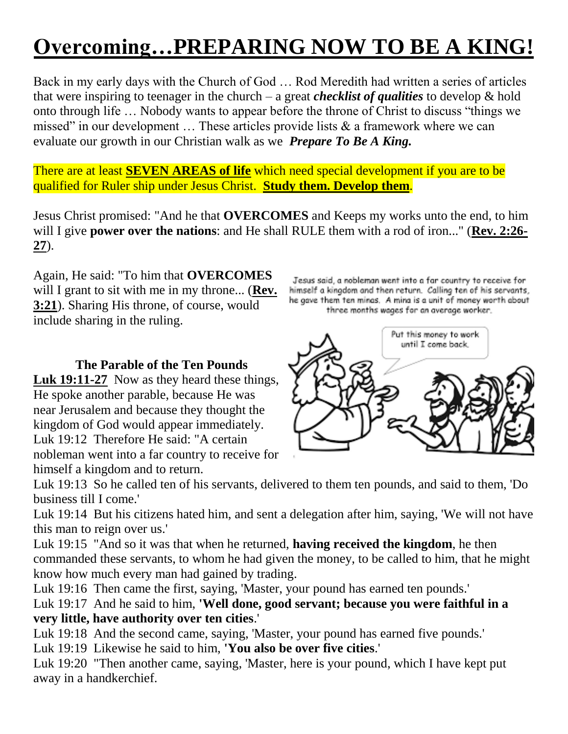# Overcoming…PREPARING NOW TO BE A KING!

Back in my early days with the Church of God … Rod Meredith had written a series of articles that were inspiring to teenager in the church – a great ***checklist of qualities*** to develop & hold onto through life … Nobody wants to appear before the throne of Christ to discuss "things we missed" in our development … These articles provide lists & a framework where we can evaluate our growth in our Christian walk as we ***Prepare To Be A King.***

There are at least **SEVEN AREAS of life** which need special development if you are to be qualified for Ruler ship under Jesus Christ. **Study them. Develop them**.

Jesus Christ promised: "And he that **OVERCOMES** and Keeps my works unto the end, to him will I give **power over the nations**: and He shall RULE them with a rod of iron..." (**Rev. 2:26-27**).

Again, He said: "To him that **OVERCOMES** will I grant to sit with me in my throne... (**Rev. 3:21**). Sharing His throne, of course, would include sharing in the ruling.

Jesus said, a nobleman went into a far country to receive for himself a kingdom and then return. Calling ten of his servants, he gave them ten minas. A mina is a unit of money worth about three months wages for an average worker.

### The Parable of the Ten Pounds

**Luk 19:11-27** Now as they heard these things, He spoke another parable, because He was near Jerusalem and because they thought the kingdom of God would appear immediately.

Luk 19:12 Therefore He said: "A certain nobleman went into a far country to receive for himself a kingdom and to return.

Luk 19:13 So he called ten of his servants, delivered to them ten pounds, and said to them, 'Do business till I come.'

Luk 19:14 But his citizens hated him, and sent a delegation after him, saying, 'We will not have this man to reign over us.'

Luk 19:15 "And so it was that when he returned, **having received the kingdom**, he then commanded these servants, to whom he had given the money, to be called to him, that he might know how much every man had gained by trading.

Luk 19:16 Then came the first, saying, 'Master, your pound has earned ten pounds.'

Luk 19:17 And he said to him, **'Well done, good servant; because you were faithful in a very little, have authority over ten cities**.'

Luk 19:18 And the second came, saying, 'Master, your pound has earned five pounds.'

Luk 19:19 Likewise he said to him, **'You also be over five cities**.'

Luk 19:20 "Then another came, saying, 'Master, here is your pound, which I have kept put away in a handkerchief.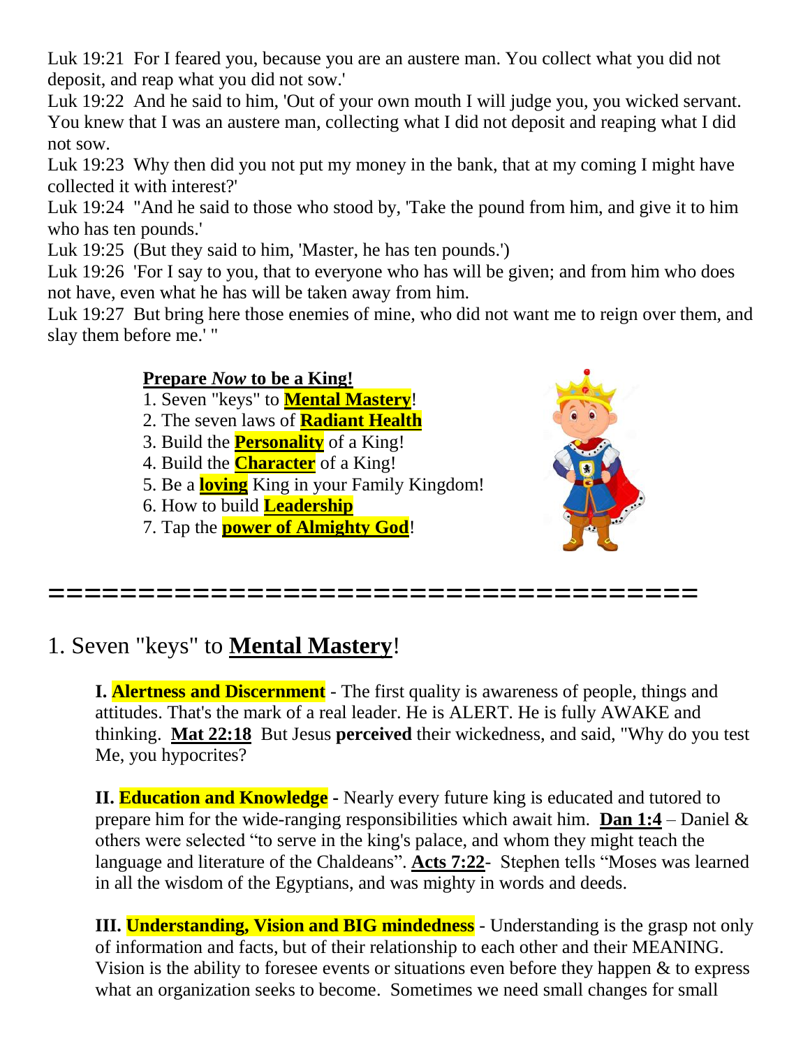Luk 19:21 For I feared you, because you are an austere man. You collect what you did not deposit, and reap what you did not sow.'
Luk 19:22 And he said to him, 'Out of your own mouth I will judge you, you wicked servant. You knew that I was an austere man, collecting what I did not deposit and reaping what I did not sow.
Luk 19:23 Why then did you not put my money in the bank, that at my coming I might have collected it with interest?'
Luk 19:24 "And he said to those who stood by, 'Take the pound from him, and give it to him who has ten pounds.'
Luk 19:25 (But they said to him, 'Master, he has ten pounds.')
Luk 19:26 'For I say to you, that to everyone who has will be given; and from him who does not have, even what he has will be taken away from him.
Luk 19:27 But bring here those enemies of mine, who did not want me to reign over them, and slay them before me.' "

**Prepare *Now* to be a King!**

1. Seven "keys" to **Mental Mastery**!
2. The seven laws of **Radiant Health**
3. Build the **Personality** of a King!
4. Build the **Character** of a King!
5. Be a **loving** King in your Family Kingdom!
6. How to build **Leadership**
7. Tap the **power of Almighty God**!

=====================================

## 1. Seven "keys" to **Mental Mastery**!

**I. Alertness and Discernment** - The first quality is awareness of people, things and attitudes. That's the mark of a real leader. He is ALERT. He is fully AWAKE and thinking. **Mat 22:18** But Jesus **perceived** their wickedness, and said, "Why do you test Me, you hypocrites?

**II. Education and Knowledge** - Nearly every future king is educated and tutored to prepare him for the wide-ranging responsibilities which await him. **Dan 1:4** – Daniel & others were selected "to serve in the king's palace, and whom they might teach the language and literature of the Chaldeans". **Acts 7:22**- Stephen tells "Moses was learned in all the wisdom of the Egyptians, and was mighty in words and deeds.

**III. Understanding, Vision and BIG mindedness** - Understanding is the grasp not only of information and facts, but of their relationship to each other and their MEANING. Vision is the ability to foresee events or situations even before they happen & to express what an organization seeks to become. Sometimes we need small changes for small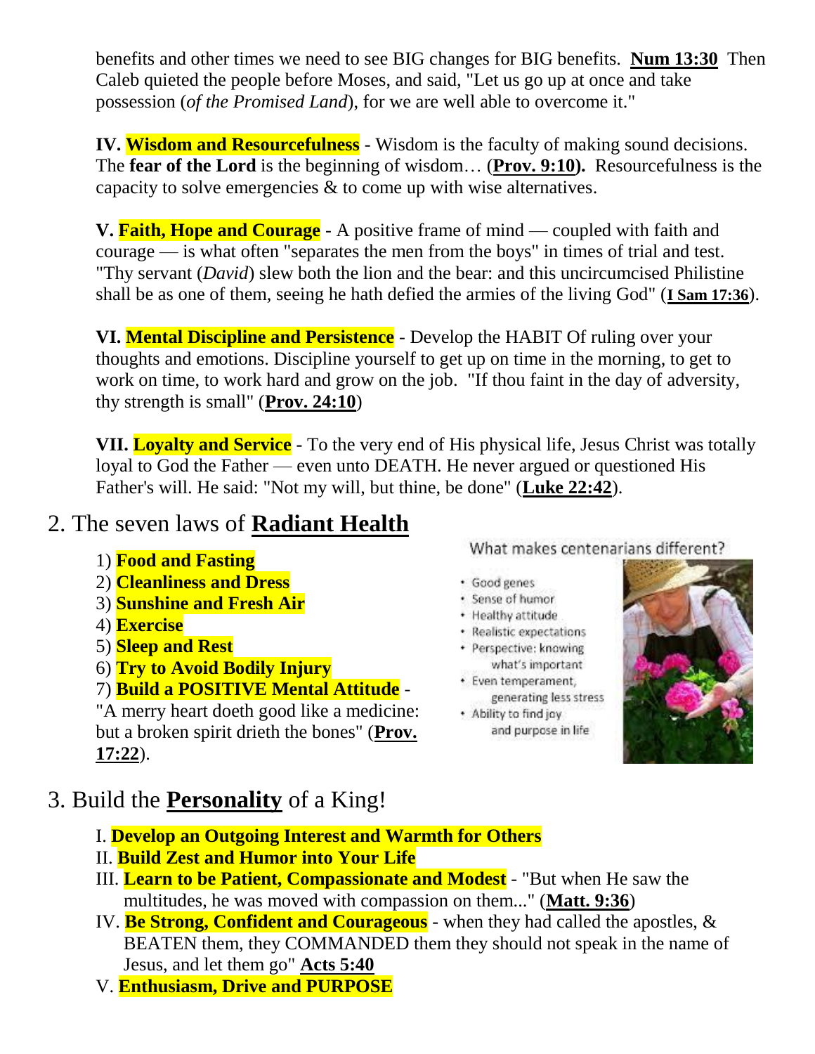benefits and other times we need to see BIG changes for BIG benefits. **Num 13:30** Then Caleb quieted the people before Moses, and said, "Let us go up at once and take possession (*of the Promised Land*), for we are well able to overcome it."

**IV. Wisdom and Resourcefulness** - Wisdom is the faculty of making sound decisions. The **fear of the Lord** is the beginning of wisdom… (**Prov. 9:10).** Resourcefulness is the capacity to solve emergencies & to come up with wise alternatives.

**V. Faith, Hope and Courage** - A positive frame of mind — coupled with faith and courage — is what often "separates the men from the boys" in times of trial and test. "Thy servant (*David*) slew both the lion and the bear: and this uncircumcised Philistine shall be as one of them, seeing he hath defied the armies of the living God" (**I Sam 17:36**).

**VI. Mental Discipline and Persistence** - Develop the HABIT Of ruling over your thoughts and emotions. Discipline yourself to get up on time in the morning, to get to work on time, to work hard and grow on the job. "If thou faint in the day of adversity, thy strength is small" (**Prov. 24:10**)

**VII. Loyalty and Service** - To the very end of His physical life, Jesus Christ was totally loyal to God the Father — even unto DEATH. He never argued or questioned His Father's will. He said: "Not my will, but thine, be done" (**Luke 22:42**).

## 2. The seven laws of **Radiant Health**

1) **Food and Fasting**
2) **Cleanliness and Dress**
3) **Sunshine and Fresh Air**
4) **Exercise**
5) **Sleep and Rest**
6) **Try to Avoid Bodily Injury**
7) **Build a POSITIVE Mental Attitude** - "A merry heart doeth good like a medicine: but a broken spirit drieth the bones" (**Prov. 17:22**).

What makes centenarians different?

- Good genes
- Sense of humor
- Healthy attitude
- Realistic expectations
- Perspective: knowing what's important
- Even temperament, generating less stress
- Ability to find joy and purpose in life

## 3. Build the **Personality** of a King!

I. **Develop an Outgoing Interest and Warmth for Others**
II. **Build Zest and Humor into Your Life**
III. **Learn to be Patient, Compassionate and Modest** - "But when He saw the multitudes, he was moved with compassion on them..." (**Matt. 9:36**)
IV. **Be Strong, Confident and Courageous** - when they had called the apostles, & BEATEN them, they COMMANDED them they should not speak in the name of Jesus, and let them go" **Acts 5:40**
V. **Enthusiasm, Drive and PURPOSE**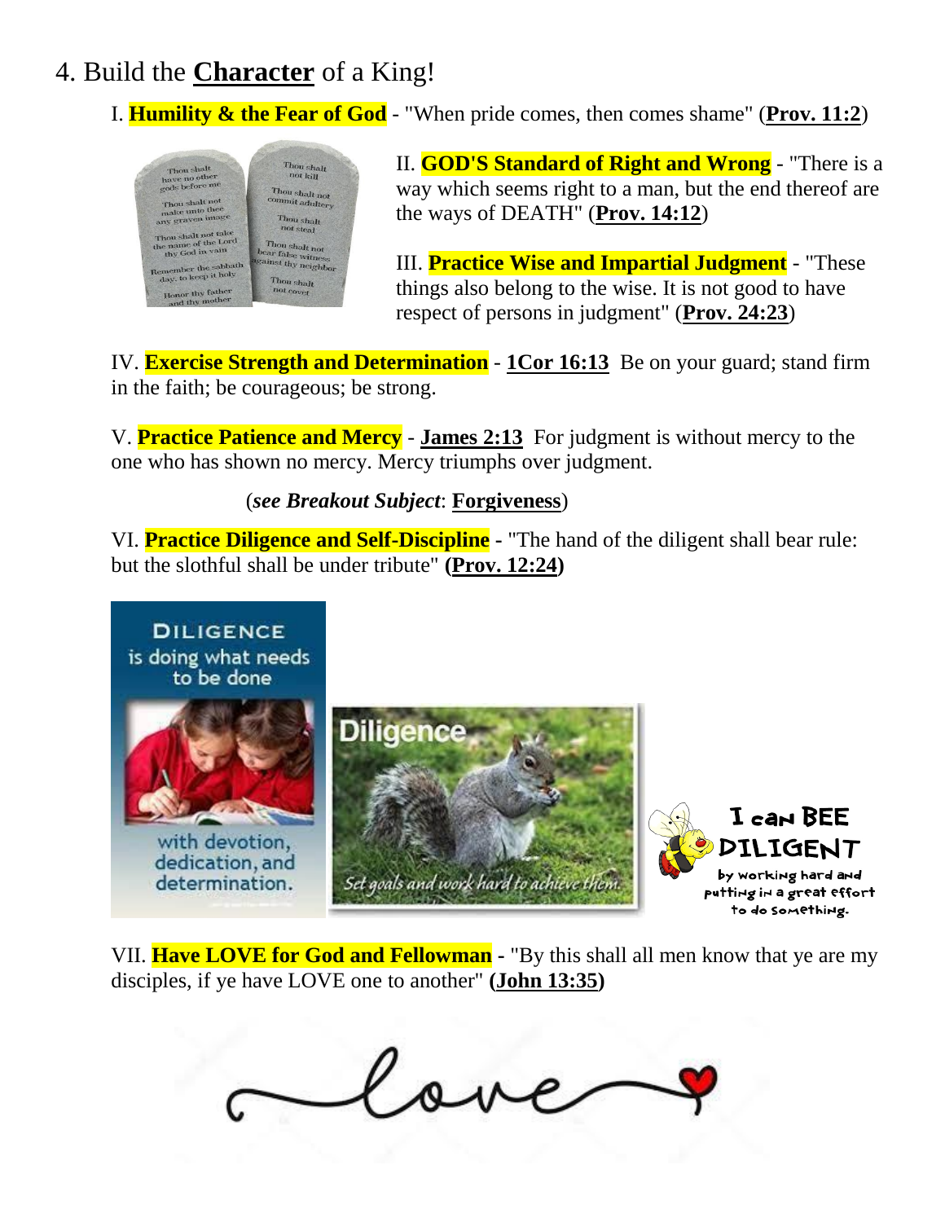## 4. Build the **Character** of a King!

I. **Humility & the Fear of God** - "When pride comes, then comes shame" (**Prov. 11:2**)

II. **GOD'S Standard of Right and Wrong** - "There is a way which seems right to a man, but the end thereof are the ways of DEATH" (**Prov. 14:12**)

III. **Practice Wise and Impartial Judgment** - "These things also belong to the wise. It is not good to have respect of persons in judgment" (**Prov. 24:23**)

IV. **Exercise Strength and Determination** - **1Cor 16:13** Be on your guard; stand firm in the faith; be courageous; be strong.

V. **Practice Patience and Mercy** - **James 2:13** For judgment is without mercy to the one who has shown no mercy. Mercy triumphs over judgment.

(***see Breakout Subject***: **Forgiveness**)

VI. **Practice Diligence and Self-Discipline** - "The hand of the diligent shall bear rule: but the slothful shall be under tribute" **(Prov. 12:24)**

VII. **Have LOVE for God and Fellowman** - "By this shall all men know that ye are my disciples, if ye have LOVE one to another" **(John 13:35)**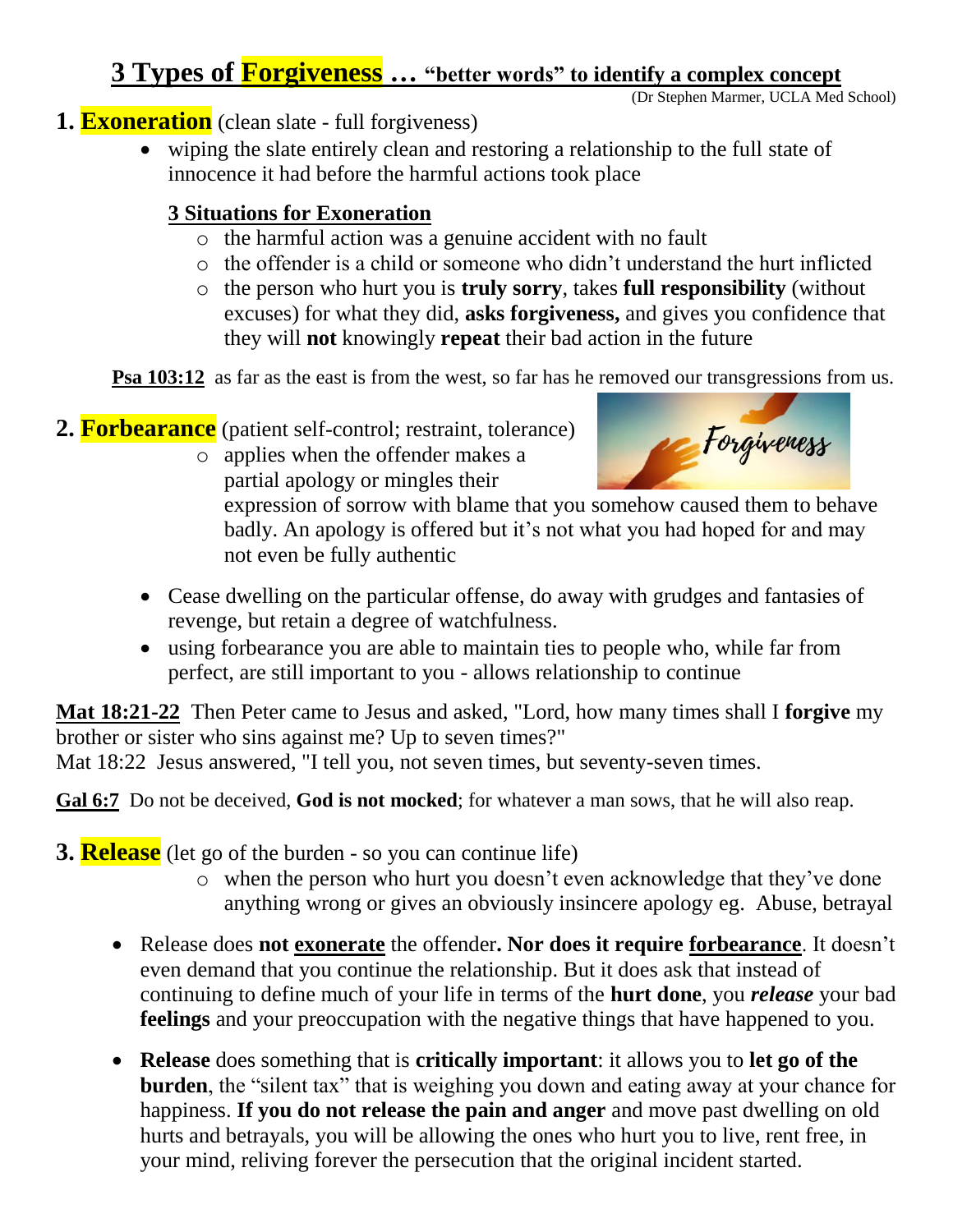# 3 Types of **Forgiveness** … "better words" to identify a complex concept

(Dr Stephen Marmer, UCLA Med School)

## 1. **Exoneration** (clean slate - full forgiveness)

- wiping the slate entirely clean and restoring a relationship to the full state of innocence it had before the harmful actions took place

  **3 Situations for Exoneration**
  - the harmful action was a genuine accident with no fault
  - the offender is a child or someone who didn't understand the hurt inflicted
  - the person who hurt you is **truly sorry**, takes **full responsibility** (without excuses) for what they did, **asks forgiveness,** and gives you confidence that they will **not** knowingly **repeat** their bad action in the future

**Psa 103:12** as far as the east is from the west, so far has he removed our transgressions from us.

## 2. **Forbearance** (patient self-control; restraint, tolerance)

- applies when the offender makes a partial apology or mingles their expression of sorrow with blame that you somehow caused them to behave badly. An apology is offered but it's not what you had hoped for and may not even be fully authentic

- Cease dwelling on the particular offense, do away with grudges and fantasies of revenge, but retain a degree of watchfulness.
- using forbearance you are able to maintain ties to people who, while far from perfect, are still important to you - allows relationship to continue

**Mat 18:21-22** Then Peter came to Jesus and asked, "Lord, how many times shall I **forgive** my brother or sister who sins against me? Up to seven times?"
Mat 18:22 Jesus answered, "I tell you, not seven times, but seventy-seven times.

**Gal 6:7** Do not be deceived, **God is not mocked**; for whatever a man sows, that he will also reap.

## 3. **Release** (let go of the burden - so you can continue life)

- when the person who hurt you doesn't even acknowledge that they've done anything wrong or gives an obviously insincere apology eg. Abuse, betrayal

- Release does **not exonerate** the offender**. Nor does it require forbearance**. It doesn't even demand that you continue the relationship. But it does ask that instead of continuing to define much of your life in terms of the **hurt done**, you ***release*** your bad **feelings** and your preoccupation with the negative things that have happened to you.

- **Release** does something that is **critically important**: it allows you to **let go of the burden**, the "silent tax" that is weighing you down and eating away at your chance for happiness. **If you do not release the pain and anger** and move past dwelling on old hurts and betrayals, you will be allowing the ones who hurt you to live, rent free, in your mind, reliving forever the persecution that the original incident started.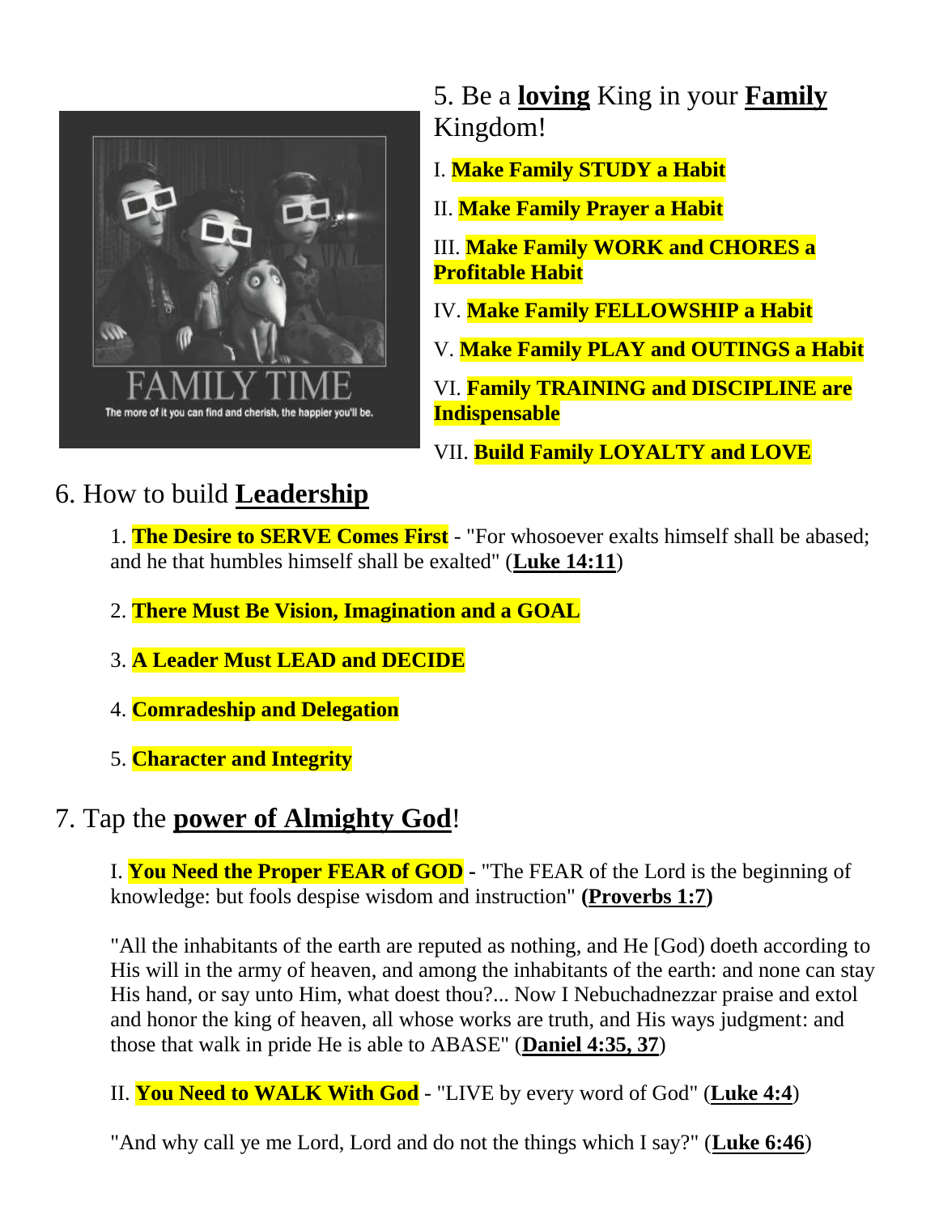## 5. Be a **loving** King in your **Family** Kingdom!

I. **Make Family STUDY a Habit**

II. **Make Family Prayer a Habit**

III. **Make Family WORK and CHORES a Profitable Habit**

IV. **Make Family FELLOWSHIP a Habit**

V. **Make Family PLAY and OUTINGS a Habit**

VI. **Family TRAINING and DISCIPLINE are Indispensable**

VII. **Build Family LOYALTY and LOVE**

## 6. How to build **Leadership**

1. **The Desire to SERVE Comes First** - "For whosoever exalts himself shall be abased; and he that humbles himself shall be exalted" (**Luke 14:11**)

2. **There Must Be Vision, Imagination and a GOAL**

3. **A Leader Must LEAD and DECIDE**

4. **Comradeship and Delegation**

5. **Character and Integrity**

## 7. Tap the **power of Almighty God**!

I. **You Need the Proper FEAR of GOD** - "The FEAR of the Lord is the beginning of knowledge: but fools despise wisdom and instruction" **(Proverbs 1:7)**

"All the inhabitants of the earth are reputed as nothing, and He [God) doeth according to His will in the army of heaven, and among the inhabitants of the earth: and none can stay His hand, or say unto Him, what doest thou?... Now I Nebuchadnezzar praise and extol and honor the king of heaven, all whose works are truth, and His ways judgment: and those that walk in pride He is able to ABASE" (**Daniel 4:35, 37**)

II. **You Need to WALK With God** - "LIVE by every word of God" (**Luke 4:4**)

"And why call ye me Lord, Lord and do not the things which I say?" (**Luke 6:46**)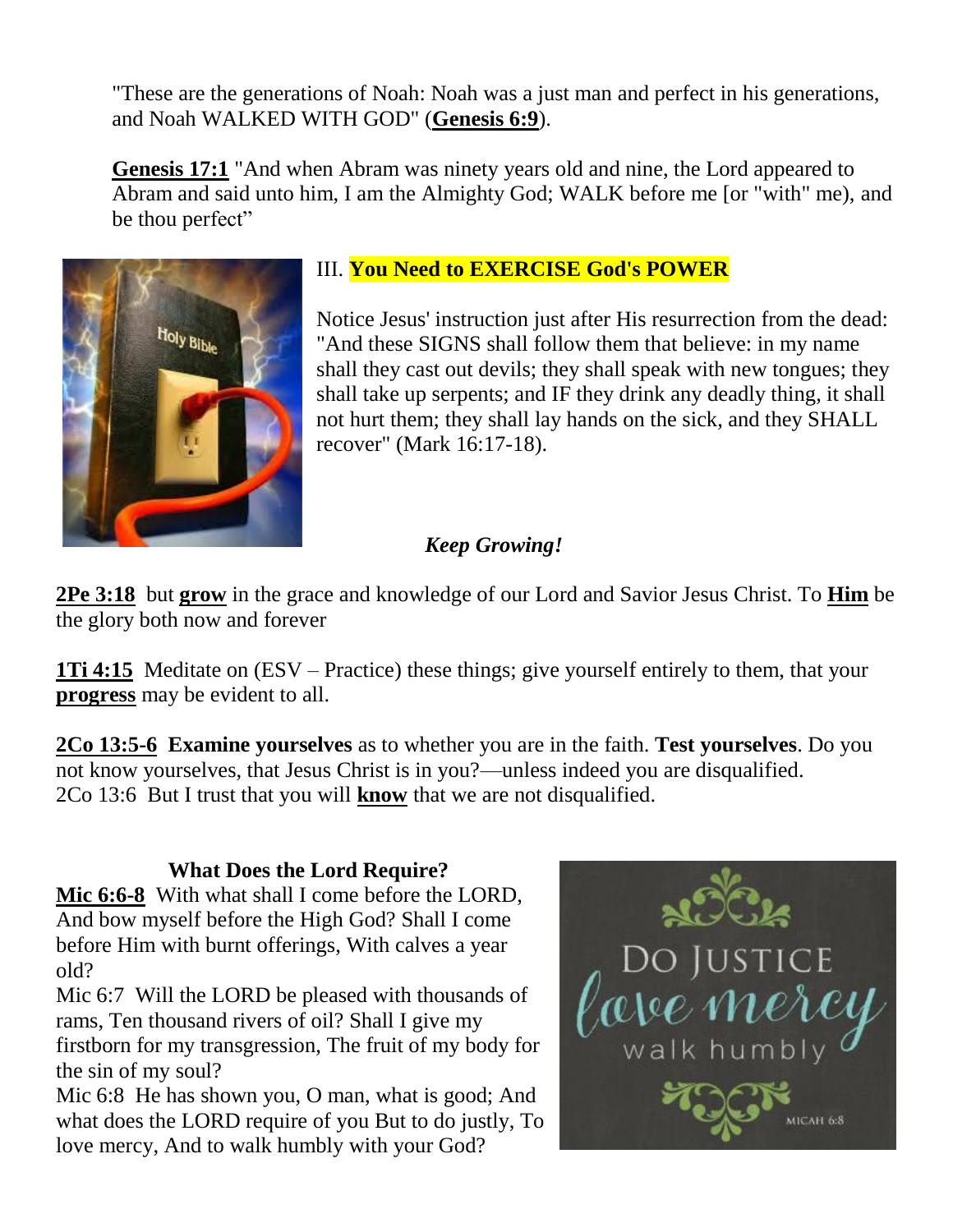"These are the generations of Noah: Noah was a just man and perfect in his generations, and Noah WALKED WITH GOD" (**Genesis 6:9**).

**Genesis 17:1** "And when Abram was ninety years old and nine, the Lord appeared to Abram and said unto him, I am the Almighty God; WALK before me [or "with" me), and be thou perfect"

III. **You Need to EXERCISE God's POWER**

Notice Jesus' instruction just after His resurrection from the dead: "And these SIGNS shall follow them that believe: in my name shall they cast out devils; they shall speak with new tongues; they shall take up serpents; and IF they drink any deadly thing, it shall not hurt them; they shall lay hands on the sick, and they SHALL recover" (Mark 16:17-18).

***Keep Growing!***

**2Pe 3:18** but **grow** in the grace and knowledge of our Lord and Savior Jesus Christ. To **Him** be the glory both now and forever

**1Ti 4:15** Meditate on (ESV – Practice) these things; give yourself entirely to them, that your **progress** may be evident to all.

**2Co 13:5-6** **Examine yourselves** as to whether you are in the faith. **Test yourselves**. Do you not know yourselves, that Jesus Christ is in you?—unless indeed you are disqualified.
2Co 13:6 But I trust that you will **know** that we are not disqualified.

**What Does the Lord Require?**

**Mic 6:6-8** With what shall I come before the LORD, And bow myself before the High God? Shall I come before Him with burnt offerings, With calves a year old?
Mic 6:7 Will the LORD be pleased with thousands of rams, Ten thousand rivers of oil? Shall I give my firstborn for my transgression, The fruit of my body for the sin of my soul?
Mic 6:8 He has shown you, O man, what is good; And what does the LORD require of you But to do justly, To love mercy, And to walk humbly with your God?